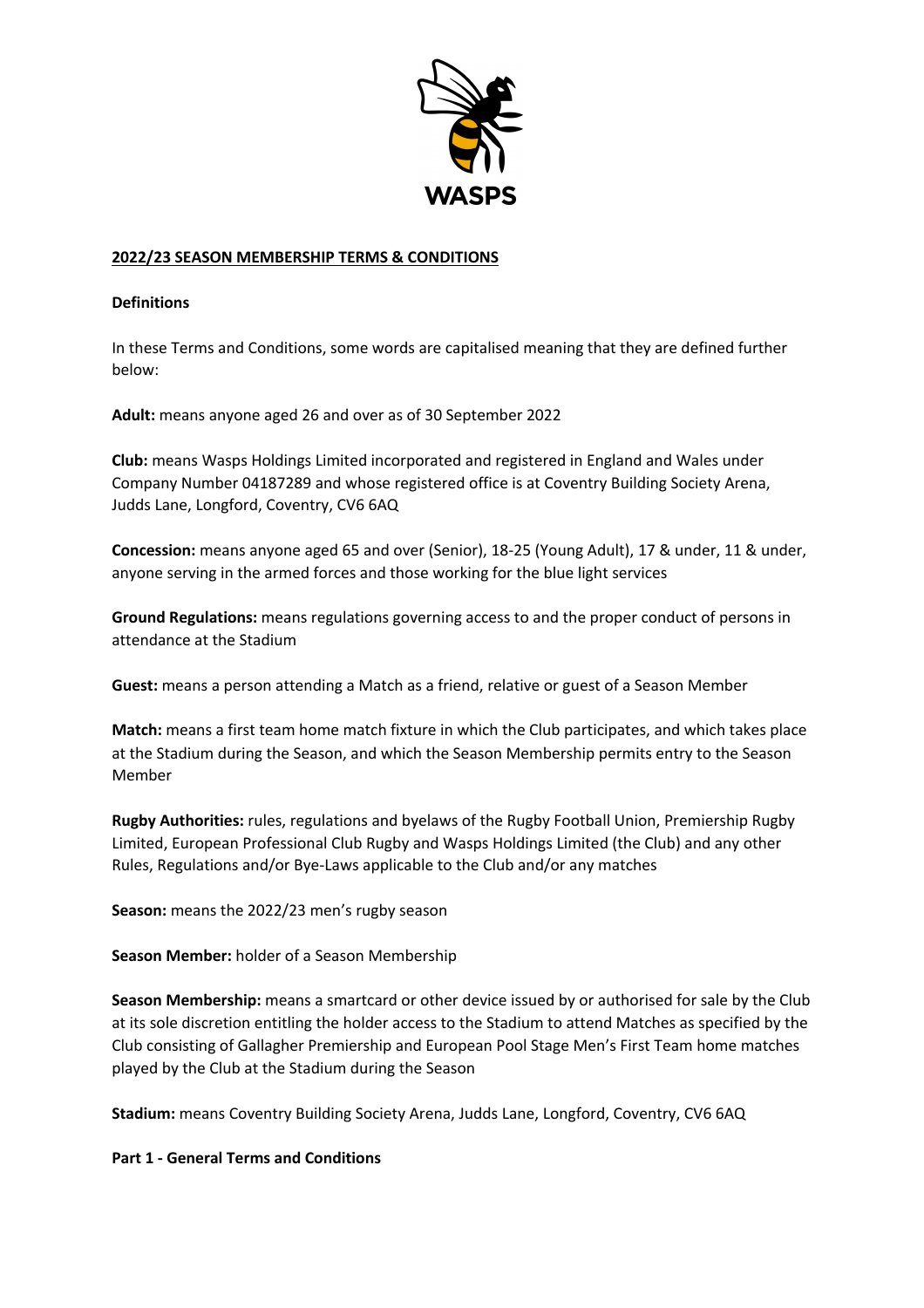# 2022/23 SEASON MEMBERSHIP TERMS & CONDITIONS

## Definitions

In these Terms and Conditions, some words are capitalised meaning that they are defined further below:

**Adult:** means anyone aged 26 and over as of 30 September 2022

**Club:** means Wasps Holdings Limited incorporated and registered in England and Wales under Company Number 04187289 and whose registered office is at Coventry Building Society Arena, Judds Lane, Longford, Coventry, CV6 6AQ

**Concession:** means anyone aged 65 and over (Senior), 18-25 (Young Adult), 17 & under, 11 & under, anyone serving in the armed forces and those working for the blue light services

**Ground Regulations:** means regulations governing access to and the proper conduct of persons in attendance at the Stadium

**Guest:** means a person attending a Match as a friend, relative or guest of a Season Member

**Match:** means a first team home match fixture in which the Club participates, and which takes place at the Stadium during the Season, and which the Season Membership permits entry to the Season Member

**Rugby Authorities:** rules, regulations and byelaws of the Rugby Football Union, Premiership Rugby Limited, European Professional Club Rugby and Wasps Holdings Limited (the Club) and any other Rules, Regulations and/or Bye-Laws applicable to the Club and/or any matches

**Season:** means the 2022/23 men's rugby season

**Season Member:** holder of a Season Membership

**Season Membership:** means a smartcard or other device issued by or authorised for sale by the Club at its sole discretion entitling the holder access to the Stadium to attend Matches as specified by the Club consisting of Gallagher Premiership and European Pool Stage Men's First Team home matches played by the Club at the Stadium during the Season

**Stadium:** means Coventry Building Society Arena, Judds Lane, Longford, Coventry, CV6 6AQ

## Part 1 - General Terms and Conditions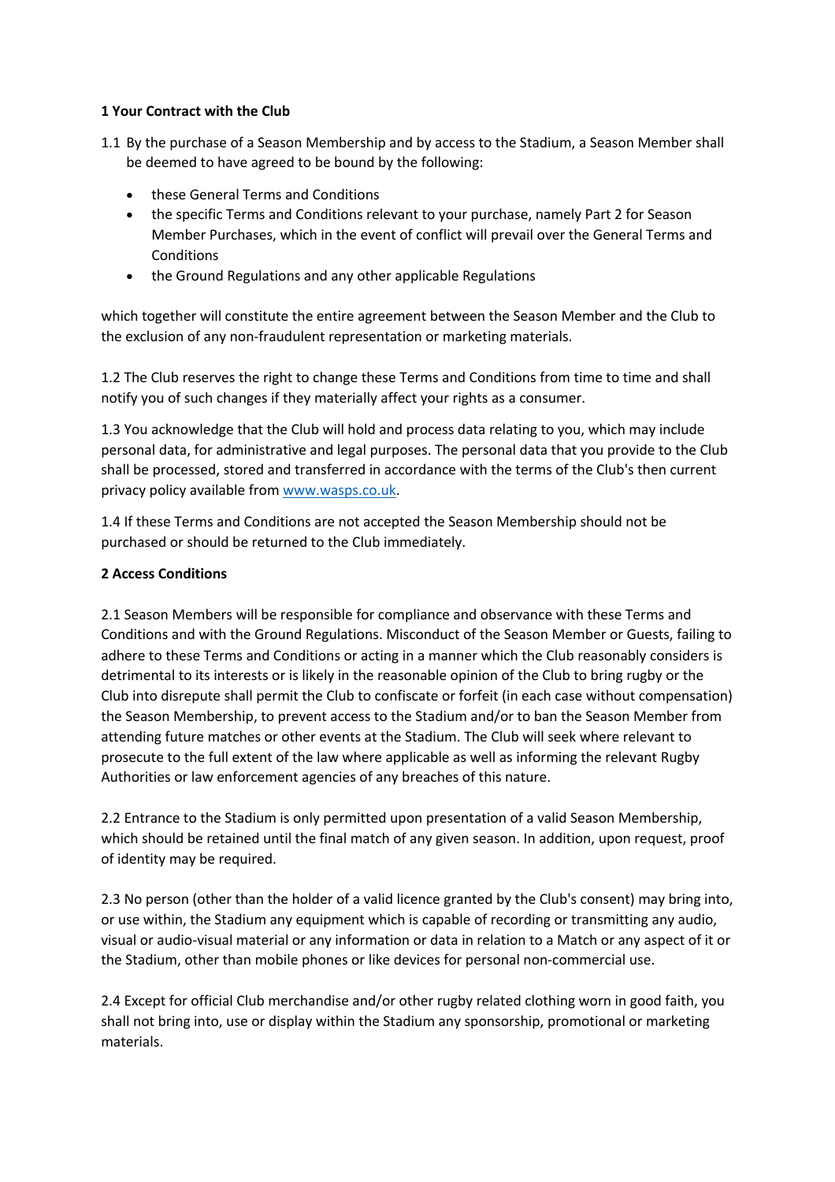**1 Your Contract with the Club**

1.1 By the purchase of a Season Membership and by access to the Stadium, a Season Member shall be deemed to have agreed to be bound by the following:

- these General Terms and Conditions
- the specific Terms and Conditions relevant to your purchase, namely Part 2 for Season Member Purchases, which in the event of conflict will prevail over the General Terms and Conditions
- the Ground Regulations and any other applicable Regulations

which together will constitute the entire agreement between the Season Member and the Club to the exclusion of any non-fraudulent representation or marketing materials.

1.2 The Club reserves the right to change these Terms and Conditions from time to time and shall notify you of such changes if they materially affect your rights as a consumer.

1.3 You acknowledge that the Club will hold and process data relating to you, which may include personal data, for administrative and legal purposes. The personal data that you provide to the Club shall be processed, stored and transferred in accordance with the terms of the Club's then current privacy policy available from www.wasps.co.uk.

1.4 If these Terms and Conditions are not accepted the Season Membership should not be purchased or should be returned to the Club immediately.

**2 Access Conditions**

2.1 Season Members will be responsible for compliance and observance with these Terms and Conditions and with the Ground Regulations. Misconduct of the Season Member or Guests, failing to adhere to these Terms and Conditions or acting in a manner which the Club reasonably considers is detrimental to its interests or is likely in the reasonable opinion of the Club to bring rugby or the Club into disrepute shall permit the Club to confiscate or forfeit (in each case without compensation) the Season Membership, to prevent access to the Stadium and/or to ban the Season Member from attending future matches or other events at the Stadium. The Club will seek where relevant to prosecute to the full extent of the law where applicable as well as informing the relevant Rugby Authorities or law enforcement agencies of any breaches of this nature.

2.2 Entrance to the Stadium is only permitted upon presentation of a valid Season Membership, which should be retained until the final match of any given season. In addition, upon request, proof of identity may be required.

2.3 No person (other than the holder of a valid licence granted by the Club's consent) may bring into, or use within, the Stadium any equipment which is capable of recording or transmitting any audio, visual or audio-visual material or any information or data in relation to a Match or any aspect of it or the Stadium, other than mobile phones or like devices for personal non-commercial use.

2.4 Except for official Club merchandise and/or other rugby related clothing worn in good faith, you shall not bring into, use or display within the Stadium any sponsorship, promotional or marketing materials.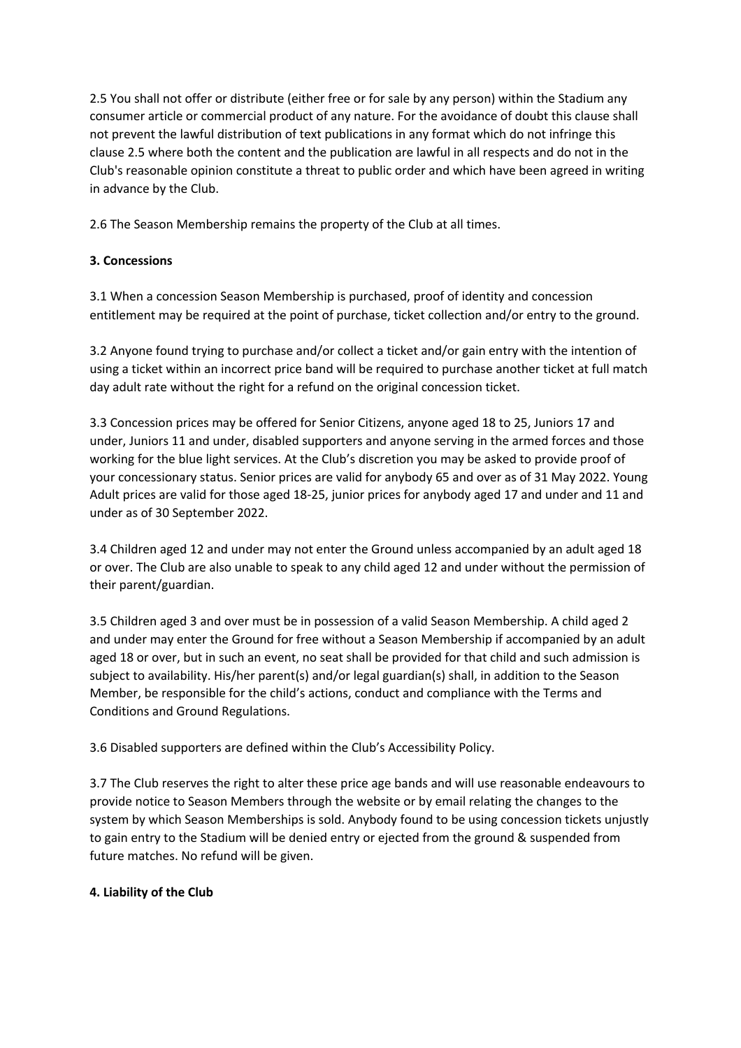2.5 You shall not offer or distribute (either free or for sale by any person) within the Stadium any consumer article or commercial product of any nature. For the avoidance of doubt this clause shall not prevent the lawful distribution of text publications in any format which do not infringe this clause 2.5 where both the content and the publication are lawful in all respects and do not in the Club's reasonable opinion constitute a threat to public order and which have been agreed in writing in advance by the Club.

2.6 The Season Membership remains the property of the Club at all times.

**3. Concessions**

3.1 When a concession Season Membership is purchased, proof of identity and concession entitlement may be required at the point of purchase, ticket collection and/or entry to the ground.

3.2 Anyone found trying to purchase and/or collect a ticket and/or gain entry with the intention of using a ticket within an incorrect price band will be required to purchase another ticket at full match day adult rate without the right for a refund on the original concession ticket.

3.3 Concession prices may be offered for Senior Citizens, anyone aged 18 to 25, Juniors 17 and under, Juniors 11 and under, disabled supporters and anyone serving in the armed forces and those working for the blue light services. At the Club's discretion you may be asked to provide proof of your concessionary status. Senior prices are valid for anybody 65 and over as of 31 May 2022. Young Adult prices are valid for those aged 18-25, junior prices for anybody aged 17 and under and 11 and under as of 30 September 2022.

3.4 Children aged 12 and under may not enter the Ground unless accompanied by an adult aged 18 or over. The Club are also unable to speak to any child aged 12 and under without the permission of their parent/guardian.

3.5 Children aged 3 and over must be in possession of a valid Season Membership. A child aged 2 and under may enter the Ground for free without a Season Membership if accompanied by an adult aged 18 or over, but in such an event, no seat shall be provided for that child and such admission is subject to availability. His/her parent(s) and/or legal guardian(s) shall, in addition to the Season Member, be responsible for the child's actions, conduct and compliance with the Terms and Conditions and Ground Regulations.

3.6 Disabled supporters are defined within the Club's Accessibility Policy.

3.7 The Club reserves the right to alter these price age bands and will use reasonable endeavours to provide notice to Season Members through the website or by email relating the changes to the system by which Season Memberships is sold. Anybody found to be using concession tickets unjustly to gain entry to the Stadium will be denied entry or ejected from the ground & suspended from future matches. No refund will be given.

**4. Liability of the Club**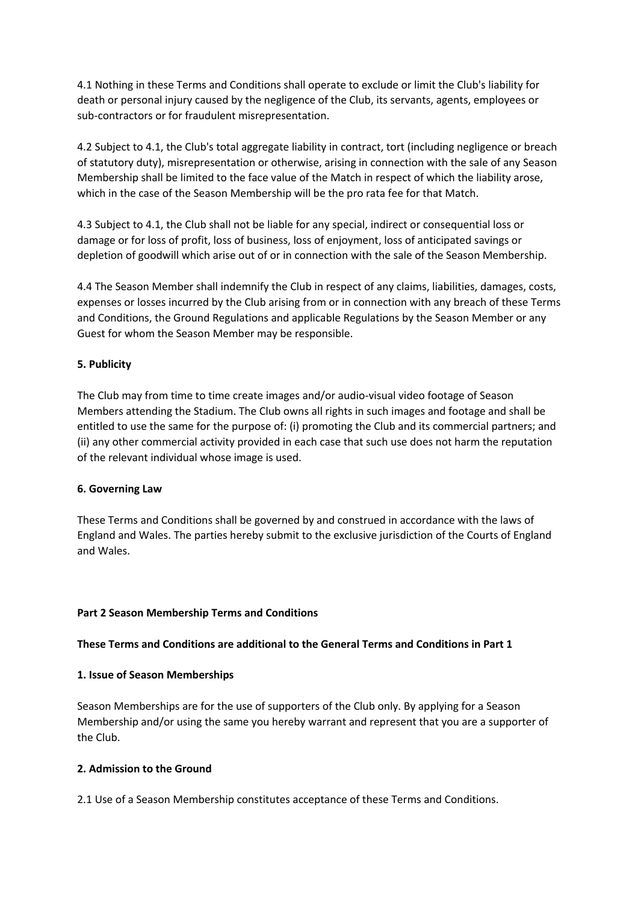4.1 Nothing in these Terms and Conditions shall operate to exclude or limit the Club's liability for death or personal injury caused by the negligence of the Club, its servants, agents, employees or sub-contractors or for fraudulent misrepresentation.

4.2 Subject to 4.1, the Club's total aggregate liability in contract, tort (including negligence or breach of statutory duty), misrepresentation or otherwise, arising in connection with the sale of any Season Membership shall be limited to the face value of the Match in respect of which the liability arose, which in the case of the Season Membership will be the pro rata fee for that Match.

4.3 Subject to 4.1, the Club shall not be liable for any special, indirect or consequential loss or damage or for loss of profit, loss of business, loss of enjoyment, loss of anticipated savings or depletion of goodwill which arise out of or in connection with the sale of the Season Membership.

4.4 The Season Member shall indemnify the Club in respect of any claims, liabilities, damages, costs, expenses or losses incurred by the Club arising from or in connection with any breach of these Terms and Conditions, the Ground Regulations and applicable Regulations by the Season Member or any Guest for whom the Season Member may be responsible.

**5. Publicity**

The Club may from time to time create images and/or audio-visual video footage of Season Members attending the Stadium. The Club owns all rights in such images and footage and shall be entitled to use the same for the purpose of: (i) promoting the Club and its commercial partners; and (ii) any other commercial activity provided in each case that such use does not harm the reputation of the relevant individual whose image is used.

**6. Governing Law**

These Terms and Conditions shall be governed by and construed in accordance with the laws of England and Wales. The parties hereby submit to the exclusive jurisdiction of the Courts of England and Wales.

**Part 2 Season Membership Terms and Conditions**

**These Terms and Conditions are additional to the General Terms and Conditions in Part 1**

**1. Issue of Season Memberships**

Season Memberships are for the use of supporters of the Club only. By applying for a Season Membership and/or using the same you hereby warrant and represent that you are a supporter of the Club.

**2. Admission to the Ground**

2.1 Use of a Season Membership constitutes acceptance of these Terms and Conditions.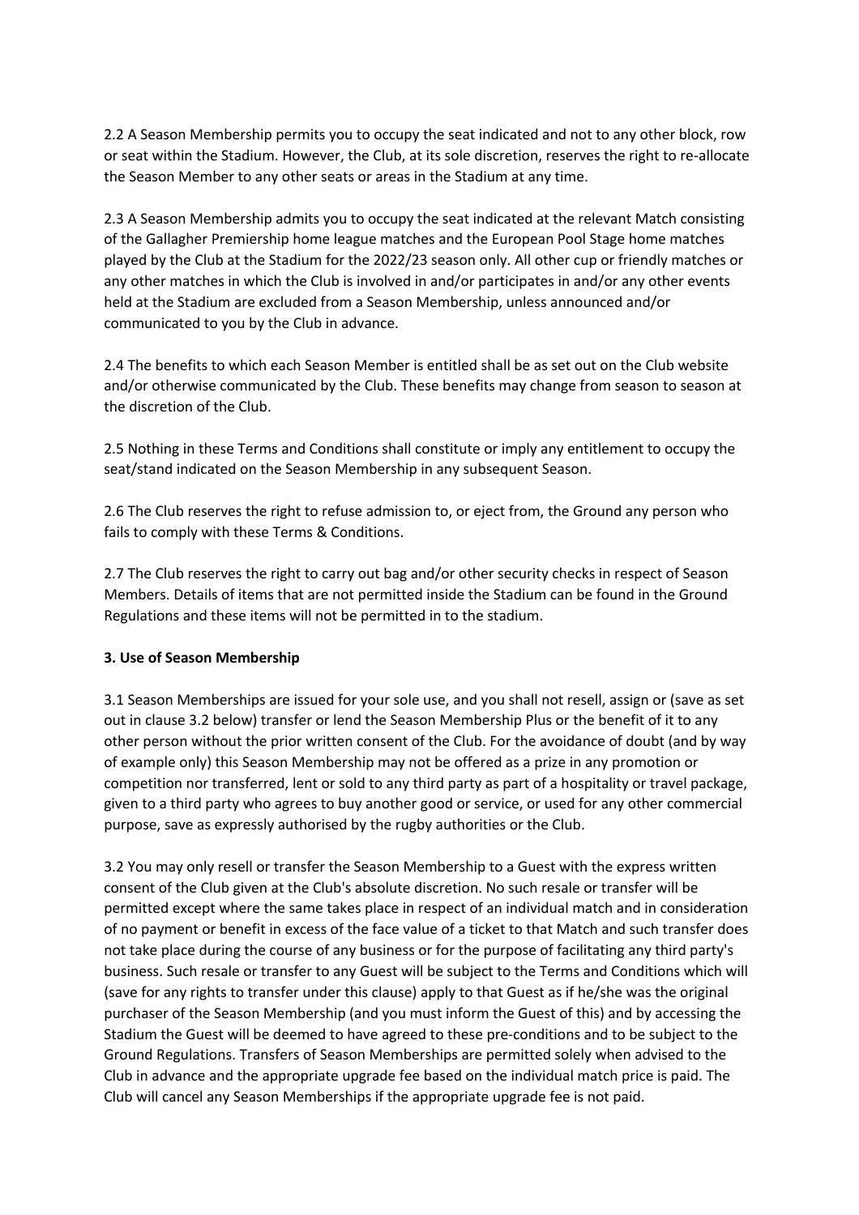2.2 A Season Membership permits you to occupy the seat indicated and not to any other block, row or seat within the Stadium. However, the Club, at its sole discretion, reserves the right to re-allocate the Season Member to any other seats or areas in the Stadium at any time.

2.3 A Season Membership admits you to occupy the seat indicated at the relevant Match consisting of the Gallagher Premiership home league matches and the European Pool Stage home matches played by the Club at the Stadium for the 2022/23 season only. All other cup or friendly matches or any other matches in which the Club is involved in and/or participates in and/or any other events held at the Stadium are excluded from a Season Membership, unless announced and/or communicated to you by the Club in advance.

2.4 The benefits to which each Season Member is entitled shall be as set out on the Club website and/or otherwise communicated by the Club. These benefits may change from season to season at the discretion of the Club.

2.5 Nothing in these Terms and Conditions shall constitute or imply any entitlement to occupy the seat/stand indicated on the Season Membership in any subsequent Season.

2.6 The Club reserves the right to refuse admission to, or eject from, the Ground any person who fails to comply with these Terms & Conditions.

2.7 The Club reserves the right to carry out bag and/or other security checks in respect of Season Members. Details of items that are not permitted inside the Stadium can be found in the Ground Regulations and these items will not be permitted in to the stadium.

**3. Use of Season Membership**

3.1 Season Memberships are issued for your sole use, and you shall not resell, assign or (save as set out in clause 3.2 below) transfer or lend the Season Membership Plus or the benefit of it to any other person without the prior written consent of the Club. For the avoidance of doubt (and by way of example only) this Season Membership may not be offered as a prize in any promotion or competition nor transferred, lent or sold to any third party as part of a hospitality or travel package, given to a third party who agrees to buy another good or service, or used for any other commercial purpose, save as expressly authorised by the rugby authorities or the Club.

3.2 You may only resell or transfer the Season Membership to a Guest with the express written consent of the Club given at the Club's absolute discretion. No such resale or transfer will be permitted except where the same takes place in respect of an individual match and in consideration of no payment or benefit in excess of the face value of a ticket to that Match and such transfer does not take place during the course of any business or for the purpose of facilitating any third party's business. Such resale or transfer to any Guest will be subject to the Terms and Conditions which will (save for any rights to transfer under this clause) apply to that Guest as if he/she was the original purchaser of the Season Membership (and you must inform the Guest of this) and by accessing the Stadium the Guest will be deemed to have agreed to these pre-conditions and to be subject to the Ground Regulations. Transfers of Season Memberships are permitted solely when advised to the Club in advance and the appropriate upgrade fee based on the individual match price is paid. The Club will cancel any Season Memberships if the appropriate upgrade fee is not paid.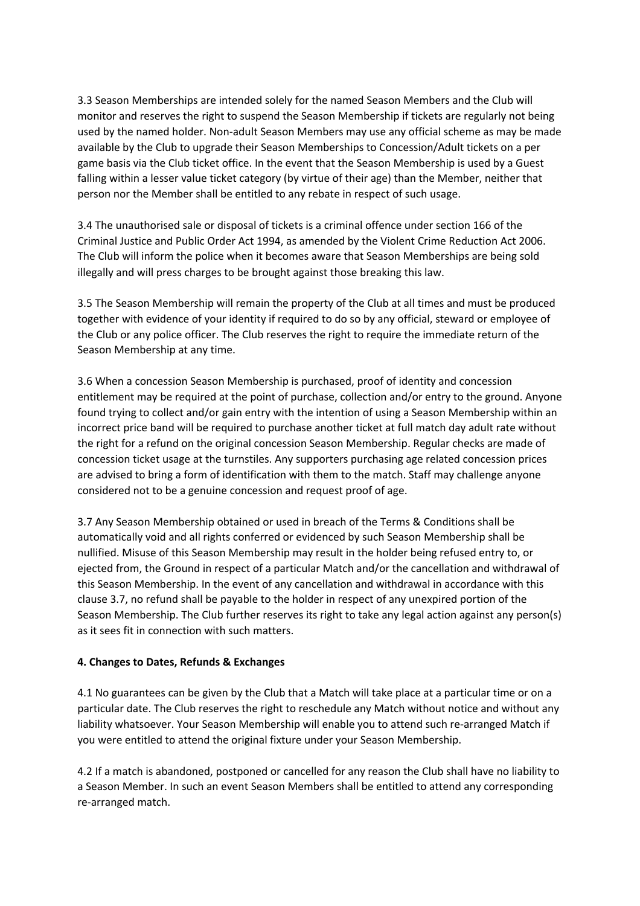3.3 Season Memberships are intended solely for the named Season Members and the Club will monitor and reserves the right to suspend the Season Membership if tickets are regularly not being used by the named holder. Non-adult Season Members may use any official scheme as may be made available by the Club to upgrade their Season Memberships to Concession/Adult tickets on a per game basis via the Club ticket office. In the event that the Season Membership is used by a Guest falling within a lesser value ticket category (by virtue of their age) than the Member, neither that person nor the Member shall be entitled to any rebate in respect of such usage.

3.4 The unauthorised sale or disposal of tickets is a criminal offence under section 166 of the Criminal Justice and Public Order Act 1994, as amended by the Violent Crime Reduction Act 2006. The Club will inform the police when it becomes aware that Season Memberships are being sold illegally and will press charges to be brought against those breaking this law.

3.5 The Season Membership will remain the property of the Club at all times and must be produced together with evidence of your identity if required to do so by any official, steward or employee of the Club or any police officer. The Club reserves the right to require the immediate return of the Season Membership at any time.

3.6 When a concession Season Membership is purchased, proof of identity and concession entitlement may be required at the point of purchase, collection and/or entry to the ground. Anyone found trying to collect and/or gain entry with the intention of using a Season Membership within an incorrect price band will be required to purchase another ticket at full match day adult rate without the right for a refund on the original concession Season Membership. Regular checks are made of concession ticket usage at the turnstiles. Any supporters purchasing age related concession prices are advised to bring a form of identification with them to the match. Staff may challenge anyone considered not to be a genuine concession and request proof of age.

3.7 Any Season Membership obtained or used in breach of the Terms & Conditions shall be automatically void and all rights conferred or evidenced by such Season Membership shall be nullified. Misuse of this Season Membership may result in the holder being refused entry to, or ejected from, the Ground in respect of a particular Match and/or the cancellation and withdrawal of this Season Membership. In the event of any cancellation and withdrawal in accordance with this clause 3.7, no refund shall be payable to the holder in respect of any unexpired portion of the Season Membership. The Club further reserves its right to take any legal action against any person(s) as it sees fit in connection with such matters.

**4. Changes to Dates, Refunds & Exchanges**

4.1 No guarantees can be given by the Club that a Match will take place at a particular time or on a particular date. The Club reserves the right to reschedule any Match without notice and without any liability whatsoever. Your Season Membership will enable you to attend such re-arranged Match if you were entitled to attend the original fixture under your Season Membership.

4.2 If a match is abandoned, postponed or cancelled for any reason the Club shall have no liability to a Season Member. In such an event Season Members shall be entitled to attend any corresponding re-arranged match.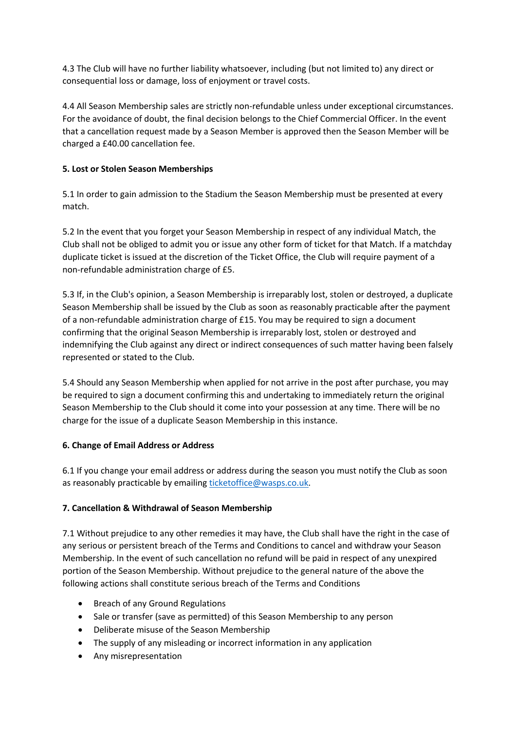4.3 The Club will have no further liability whatsoever, including (but not limited to) any direct or consequential loss or damage, loss of enjoyment or travel costs.

4.4 All Season Membership sales are strictly non-refundable unless under exceptional circumstances. For the avoidance of doubt, the final decision belongs to the Chief Commercial Officer. In the event that a cancellation request made by a Season Member is approved then the Season Member will be charged a £40.00 cancellation fee.

**5. Lost or Stolen Season Memberships**

5.1 In order to gain admission to the Stadium the Season Membership must be presented at every match.

5.2 In the event that you forget your Season Membership in respect of any individual Match, the Club shall not be obliged to admit you or issue any other form of ticket for that Match. If a matchday duplicate ticket is issued at the discretion of the Ticket Office, the Club will require payment of a non-refundable administration charge of £5.

5.3 If, in the Club's opinion, a Season Membership is irreparably lost, stolen or destroyed, a duplicate Season Membership shall be issued by the Club as soon as reasonably practicable after the payment of a non-refundable administration charge of £15. You may be required to sign a document confirming that the original Season Membership is irreparably lost, stolen or destroyed and indemnifying the Club against any direct or indirect consequences of such matter having been falsely represented or stated to the Club.

5.4 Should any Season Membership when applied for not arrive in the post after purchase, you may be required to sign a document confirming this and undertaking to immediately return the original Season Membership to the Club should it come into your possession at any time. There will be no charge for the issue of a duplicate Season Membership in this instance.

**6. Change of Email Address or Address**

6.1 If you change your email address or address during the season you must notify the Club as soon as reasonably practicable by emailing ticketoffice@wasps.co.uk.

**7. Cancellation & Withdrawal of Season Membership**

7.1 Without prejudice to any other remedies it may have, the Club shall have the right in the case of any serious or persistent breach of the Terms and Conditions to cancel and withdraw your Season Membership. In the event of such cancellation no refund will be paid in respect of any unexpired portion of the Season Membership. Without prejudice to the general nature of the above the following actions shall constitute serious breach of the Terms and Conditions

- Breach of any Ground Regulations
- Sale or transfer (save as permitted) of this Season Membership to any person
- Deliberate misuse of the Season Membership
- The supply of any misleading or incorrect information in any application
- Any misrepresentation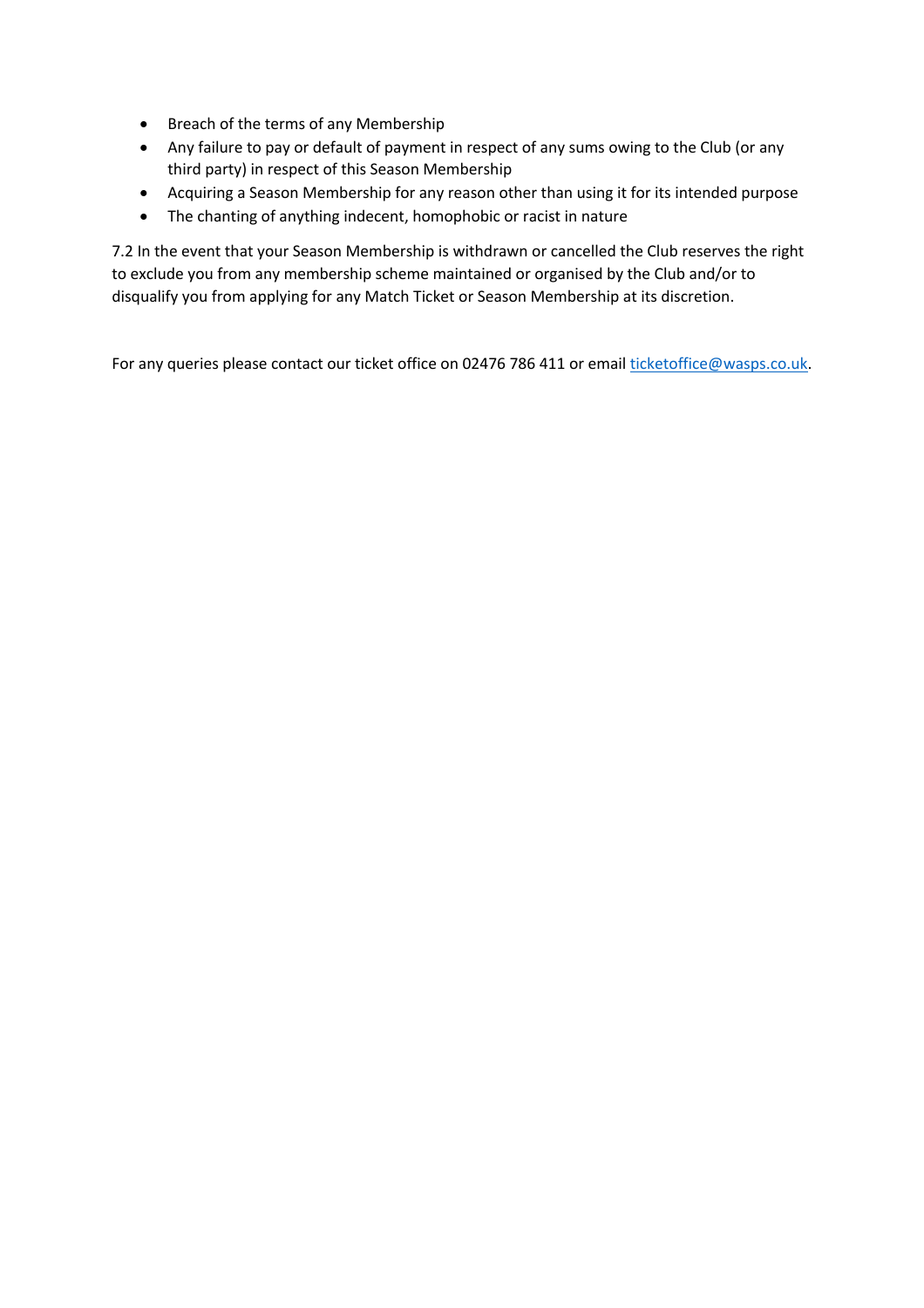- Breach of the terms of any Membership
- Any failure to pay or default of payment in respect of any sums owing to the Club (or any third party) in respect of this Season Membership
- Acquiring a Season Membership for any reason other than using it for its intended purpose
- The chanting of anything indecent, homophobic or racist in nature

7.2 In the event that your Season Membership is withdrawn or cancelled the Club reserves the right to exclude you from any membership scheme maintained or organised by the Club and/or to disqualify you from applying for any Match Ticket or Season Membership at its discretion.

For any queries please contact our ticket office on 02476 786 411 or email ticketoffice@wasps.co.uk.